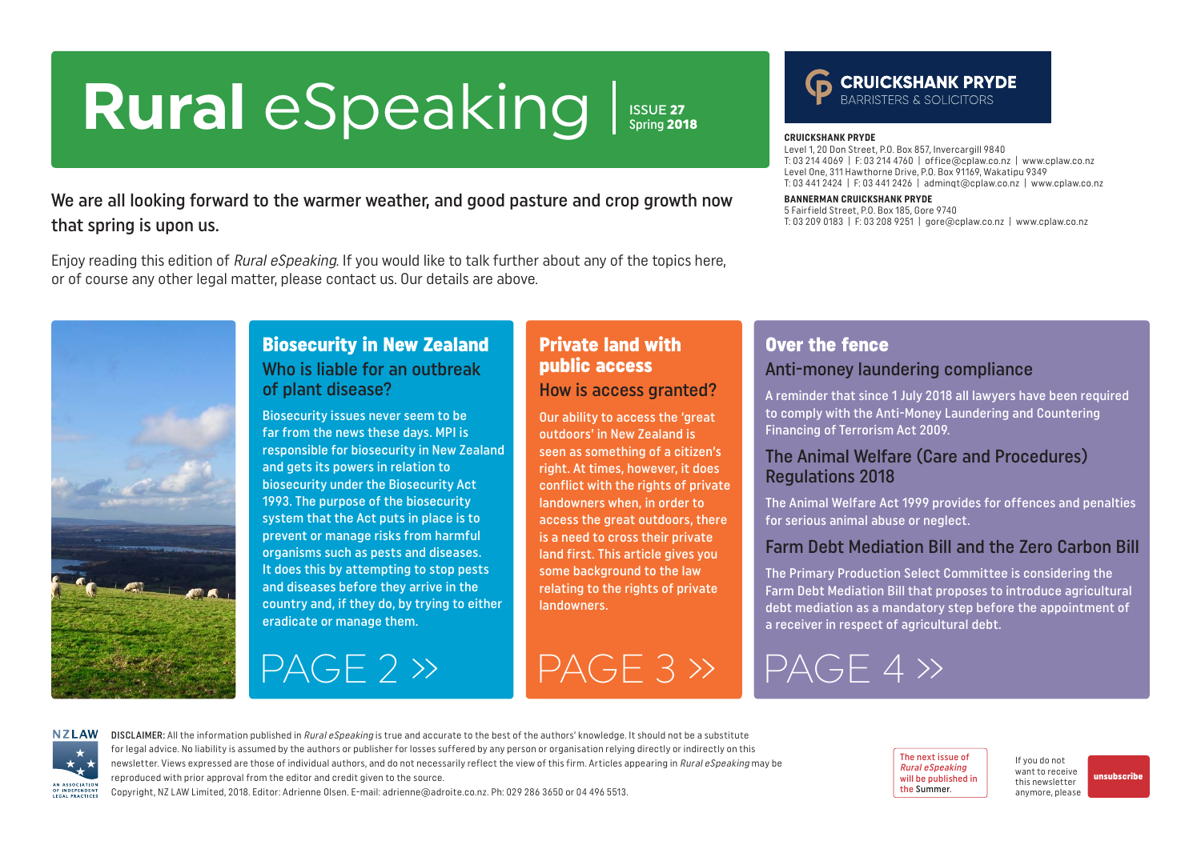# Rural eSpeaking

ISSUE 27
Spring 2018

**CRUICKSHANK PRYDE**
BARRISTERS & SOLICITORS

**CRUICKSHANK PRYDE**
Level 1, 20 Don Street, P.O. Box 857, Invercargill 9840
T: 03 214 4069 | F: 03 214 4760 | office@cplaw.co.nz | www.cplaw.co.nz
Level One, 311 Hawthorne Drive, P.O. Box 91169, Wakatipu 9349
T: 03 441 2424 | F: 03 441 2426 | adminqt@cplaw.co.nz | www.cplaw.co.nz

**BANNERMAN CRUICKSHANK PRYDE**
5 Fairfield Street, P.O. Box 185, Gore 9740
T: 03 209 0183 | F: 03 208 9251 | gore@cplaw.co.nz | www.cplaw.co.nz

We are all looking forward to the warmer weather, and good pasture and crop growth now that spring is upon us.

Enjoy reading this edition of *Rural eSpeaking*. If you would like to talk further about any of the topics here, or of course any other legal matter, please contact us. Our details are above.

## Biosecurity in New Zealand

### Who is liable for an outbreak of plant disease?

Biosecurity issues never seem to be far from the news these days. MPI is responsible for biosecurity in New Zealand and gets its powers in relation to biosecurity under the Biosecurity Act 1993. The purpose of the biosecurity system that the Act puts in place is to prevent or manage risks from harmful organisms such as pests and diseases. It does this by attempting to stop pests and diseases before they arrive in the country and, if they do, by trying to either eradicate or manage them.

PAGE 2 »

## Private land with public access

### How is access granted?

Our ability to access the 'great outdoors' in New Zealand is seen as something of a citizen's right. At times, however, it does conflict with the rights of private landowners when, in order to access the great outdoors, there is a need to cross their private land first. This article gives you some background to the law relating to the rights of private landowners.

PAGE 3 »

## Over the fence

### Anti-money laundering compliance

A reminder that since 1 July 2018 all lawyers have been required to comply with the Anti-Money Laundering and Countering Financing of Terrorism Act 2009.

### The Animal Welfare (Care and Procedures) Regulations 2018

The Animal Welfare Act 1999 provides for offences and penalties for serious animal abuse or neglect.

### Farm Debt Mediation Bill and the Zero Carbon Bill

The Primary Production Select Committee is considering the Farm Debt Mediation Bill that proposes to introduce agricultural debt mediation as a mandatory step before the appointment of a receiver in respect of agricultural debt.

PAGE 4 »

NZLAW
AN ASSOCIATION OF INDEPENDENT LEGAL PRACTICES

DISCLAIMER: All the information published in *Rural eSpeaking* is true and accurate to the best of the authors' knowledge. It should not be a substitute for legal advice. No liability is assumed by the authors or publisher for losses suffered by any person or organisation relying directly or indirectly on this newsletter. Views expressed are those of individual authors, and do not necessarily reflect the view of this firm. Articles appearing in *Rural eSpeaking* may be reproduced with prior approval from the editor and credit given to the source.
Copyright, NZ LAW Limited, 2018. Editor: Adrienne Olsen. E-mail: adrienne@adroite.co.nz. Ph: 029 286 3650 or 04 496 5513.

The next issue of *Rural eSpeaking* will be published in the Summer.

If you do not want to receive this newsletter anymore, please **unsubscribe**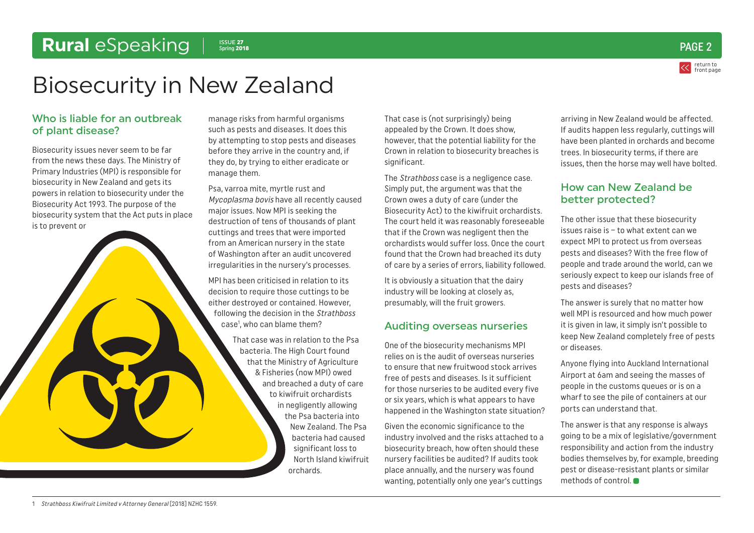# Biosecurity in New Zealand

## Who is liable for an outbreak of plant disease?

Biosecurity issues never seem to be far from the news these days. The Ministry of Primary Industries (MPI) is responsible for biosecurity in New Zealand and gets its powers in relation to biosecurity under the Biosecurity Act 1993. The purpose of the biosecurity system that the Act puts in place is to prevent or manage risks from harmful organisms such as pests and diseases. It does this by attempting to stop pests and diseases before they arrive in the country and, if they do, by trying to either eradicate or manage them.

Psa, varroa mite, myrtle rust and *Mycoplasma bovis* have all recently caused major issues. Now MPI is seeking the destruction of tens of thousands of plant cuttings and trees that were imported from an American nursery in the state of Washington after an audit uncovered irregularities in the nursery's processes.

MPI has been criticised in relation to its decision to require those cuttings to be either destroyed or contained. However, following the decision in the *Strathboss* case[1], who can blame them?

That case was in relation to the Psa bacteria. The High Court found that the Ministry of Agriculture & Fisheries (now MPI) owed and breached a duty of care to kiwifruit orchardists in negligently allowing the Psa bacteria into New Zealand. The Psa bacteria had caused significant loss to North Island kiwifruit orchards.

That case is (not surprisingly) being appealed by the Crown. It does show, however, that the potential liability for the Crown in relation to biosecurity breaches is significant.

The *Strathboss* case is a negligence case. Simply put, the argument was that the Crown owes a duty of care (under the Biosecurity Act) to the kiwifruit orchardists. The court held it was reasonably foreseeable that if the Crown was negligent then the orchardists would suffer loss. Once the court found that the Crown had breached its duty of care by a series of errors, liability followed.

It is obviously a situation that the dairy industry will be looking at closely as, presumably, will the fruit growers.

## Auditing overseas nurseries

One of the biosecurity mechanisms MPI relies on is the audit of overseas nurseries to ensure that new fruitwood stock arrives free of pests and diseases. Is it sufficient for those nurseries to be audited every five or six years, which is what appears to have happened in the Washington state situation?

Given the economic significance to the industry involved and the risks attached to a biosecurity breach, how often should these nursery facilities be audited? If audits took place annually, and the nursery was found wanting, potentially only one year's cuttings arriving in New Zealand would be affected. If audits happen less regularly, cuttings will have been planted in orchards and become trees. In biosecurity terms, if there are issues, then the horse may well have bolted.

## How can New Zealand be better protected?

The other issue that these biosecurity issues raise is – to what extent can we expect MPI to protect us from overseas pests and diseases? With the free flow of people and trade around the world, can we seriously expect to keep our islands free of pests and diseases?

The answer is surely that no matter how well MPI is resourced and how much power it is given in law, it simply isn't possible to keep New Zealand completely free of pests or diseases.

Anyone flying into Auckland International Airport at 6am and seeing the masses of people in the customs queues or is on a wharf to see the pile of containers at our ports can understand that.

The answer is that any response is always going to be a mix of legislative/government responsibility and action from the industry bodies themselves by, for example, breeding pest or disease-resistant plants or similar methods of control.

---

1 *Strathboss Kiwifruit Limited v Attorney General* [2018] NZHC 1559.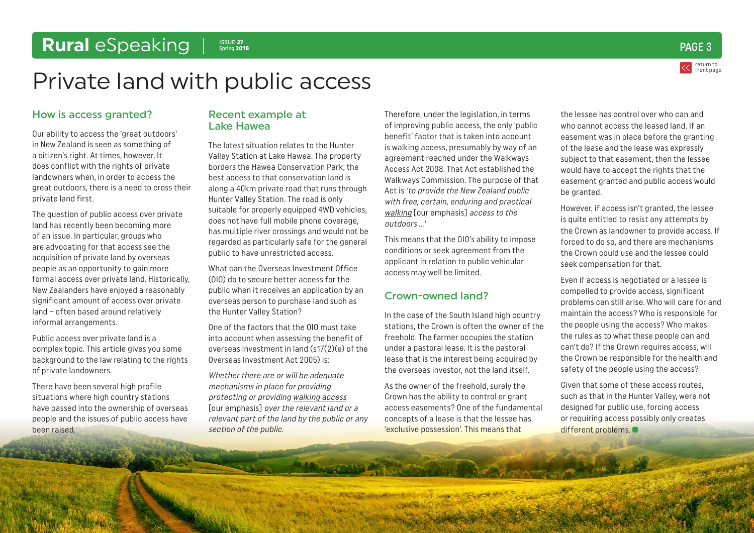# Private land with public access

## How is access granted?

Our ability to access the 'great outdoors' in New Zealand is seen as something of a citizen's right. At times, however, It does conflict with the rights of private landowners when, in order to access the great outdoors, there is a need to cross their private land first.

The question of public access over private land has recently been becoming more of an issue. In particular, groups who are advocating for that access see the acquisition of private land by overseas people as an opportunity to gain more formal access over private land. Historically, New Zealanders have enjoyed a reasonably significant amount of access over private land – often based around relatively informal arrangements.

Public access over private land is a complex topic. This article gives you some background to the law relating to the rights of private landowners.

There have been several high profile situations where high country stations have passed into the ownership of overseas people and the issues of public access have been raised.

## Recent example at Lake Hawea

The latest situation relates to the Hunter Valley Station at Lake Hawea. The property borders the Hawea Conservation Park; the best access to that conservation land is along a 40km private road that runs through Hunter Valley Station. The road is only suitable for properly equipped 4WD vehicles, does not have full mobile phone coverage, has multiple river crossings and would not be regarded as particularly safe for the general public to have unrestricted access.

What can the Overseas Investment Office (OIO) do to secure better access for the public when it receives an application by an overseas person to purchase land such as the Hunter Valley Station?

One of the factors that the OIO must take into account when assessing the benefit of overseas investment in land (s17(2)(e) of the Overseas Investment Act 2005) is:

*Whether there are or will be adequate mechanisms in place for providing protecting or providing walking access* [our emphasis] *over the relevant land or a relevant part of the land by the public or any section of the public.*

Therefore, under the legislation, in terms of improving public access, the only 'public benefit' factor that is taken into account is walking access, presumably by way of an agreement reached under the Walkways Access Act 2008. That Act established the Walkways Commission. The purpose of that Act is *'to provide the New Zealand public with free, certain, enduring and practical walking* [our emphasis] *access to the outdoors…'*

This means that the OIO's ability to impose conditions or seek agreement from the applicant in relation to public vehicular access may well be limited.

## Crown-owned land?

In the case of the South Island high country stations, the Crown is often the owner of the freehold. The farmer occupies the station under a pastoral lease. It is the pastoral lease that is the interest being acquired by the overseas investor, not the land itself.

As the owner of the freehold, surely the Crown has the ability to control or grant access easements? One of the fundamental concepts of a lease is that the lessee has 'exclusive possession'. This means that the lessee has control over who can and who cannot access the leased land. If an easement was in place before the granting of the lease and the lease was expressly subject to that easement, then the lessee would have to accept the rights that the easement granted and public access would be granted.

However, if access isn't granted, the lessee is quite entitled to resist any attempts by the Crown as landowner to provide access. If forced to do so, and there are mechanisms the Crown could use and the lessee could seek compensation for that.

Even if access is negotiated or a lessee is compelled to provide access, significant problems can still arise. Who will care for and maintain the access? Who is responsible for the people using the access? Who makes the rules as to what these people can and can't do? If the Crown requires access, will the Crown be responsible for the health and safety of the people using the access?

Given that some of these access routes, such as that in the Hunter Valley, were not designed for public use, forcing access or requiring access possibly only creates different problems.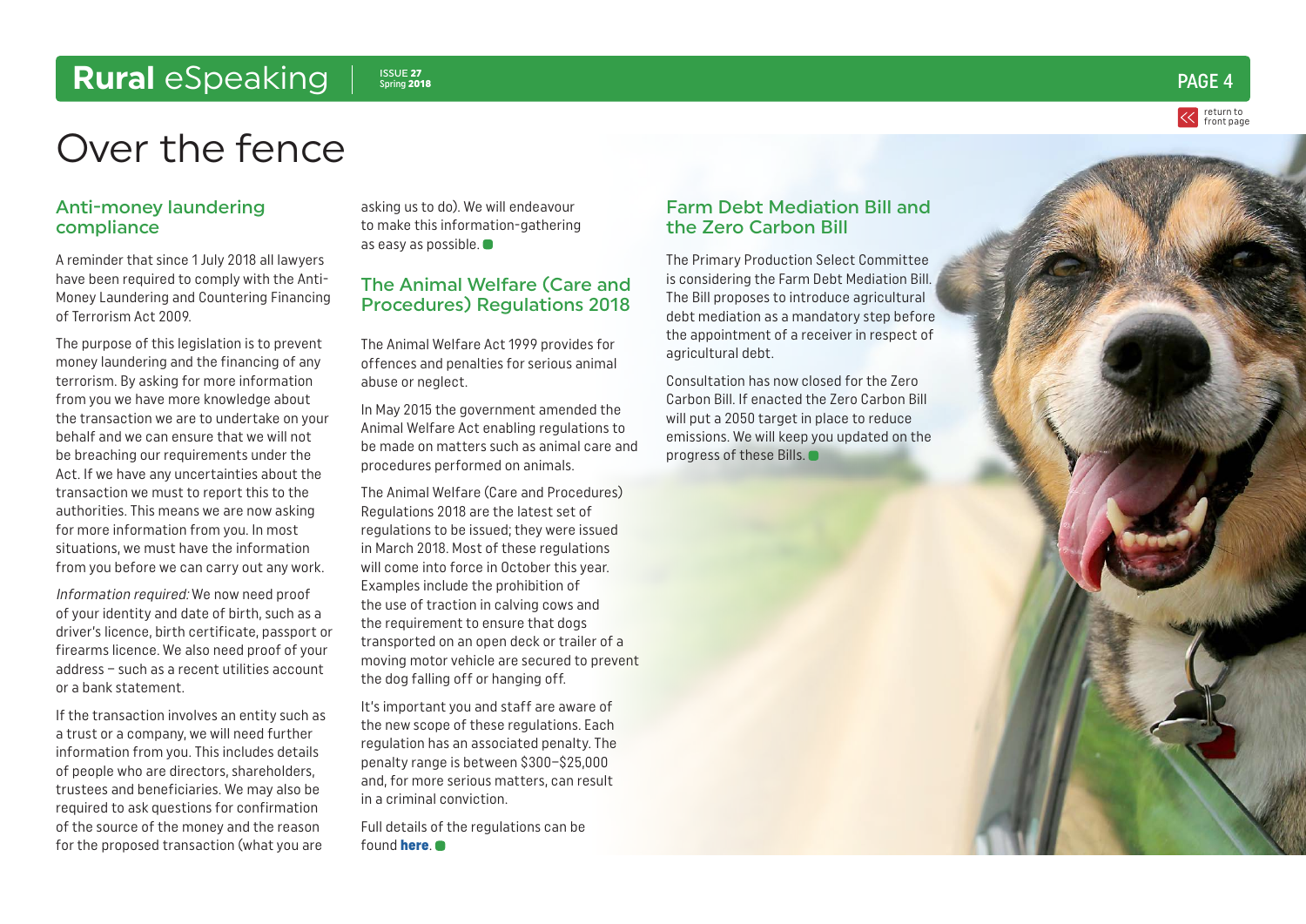# Over the fence

## Anti-money laundering compliance

A reminder that since 1 July 2018 all lawyers have been required to comply with the Anti-Money Laundering and Countering Financing of Terrorism Act 2009.

The purpose of this legislation is to prevent money laundering and the financing of any terrorism. By asking for more information from you we have more knowledge about the transaction we are to undertake on your behalf and we can ensure that we will not be breaching our requirements under the Act. If we have any uncertainties about the transaction we must to report this to the authorities. This means we are now asking for more information from you. In most situations, we must have the information from you before we can carry out any work.

*Information required:* We now need proof of your identity and date of birth, such as a driver's licence, birth certificate, passport or firearms licence. We also need proof of your address – such as a recent utilities account or a bank statement.

If the transaction involves an entity such as a trust or a company, we will need further information from you. This includes details of people who are directors, shareholders, trustees and beneficiaries. We may also be required to ask questions for confirmation of the source of the money and the reason for the proposed transaction (what you are asking us to do). We will endeavour to make this information-gathering as easy as possible.

## The Animal Welfare (Care and Procedures) Regulations 2018

The Animal Welfare Act 1999 provides for offences and penalties for serious animal abuse or neglect.

In May 2015 the government amended the Animal Welfare Act enabling regulations to be made on matters such as animal care and procedures performed on animals.

The Animal Welfare (Care and Procedures) Regulations 2018 are the latest set of regulations to be issued; they were issued in March 2018. Most of these regulations will come into force in October this year. Examples include the prohibition of the use of traction in calving cows and the requirement to ensure that dogs transported on an open deck or trailer of a moving motor vehicle are secured to prevent the dog falling off or hanging off.

It's important you and staff are aware of the new scope of these regulations. Each regulation has an associated penalty. The penalty range is between $300–$25,000 and, for more serious matters, can result in a criminal conviction.

Full details of the regulations can be found **here**.

## Farm Debt Mediation Bill and the Zero Carbon Bill

The Primary Production Select Committee is considering the Farm Debt Mediation Bill. The Bill proposes to introduce agricultural debt mediation as a mandatory step before the appointment of a receiver in respect of agricultural debt.

Consultation has now closed for the Zero Carbon Bill. If enacted the Zero Carbon Bill will put a 2050 target in place to reduce emissions. We will keep you updated on the progress of these Bills.